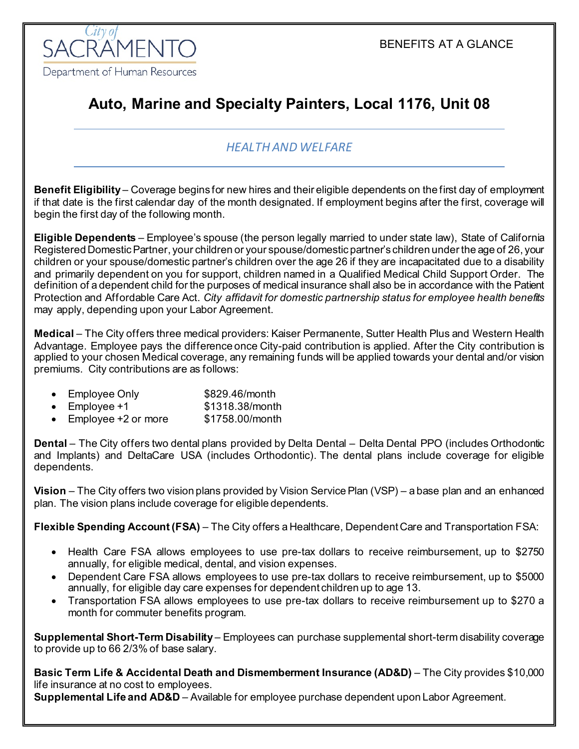City of SACRAMENTO
Department of Human Resources

BENEFITS AT A GLANCE

# Auto, Marine and Specialty Painters, Local 1176, Unit 08

## *HEALTH AND WELFARE*

**Benefit Eligibility** – Coverage begins for new hires and their eligible dependents on the first day of employment if that date is the first calendar day of the month designated. If employment begins after the first, coverage will begin the first day of the following month.

**Eligible Dependents** – Employee's spouse (the person legally married to under state law), State of California Registered Domestic Partner, your children or your spouse/domestic partner's children under the age of 26, your children or your spouse/domestic partner's children over the age 26 if they are incapacitated due to a disability and primarily dependent on you for support, children named in a Qualified Medical Child Support Order. The definition of a dependent child for the purposes of medical insurance shall also be in accordance with the Patient Protection and Affordable Care Act. *City affidavit for domestic partnership status for employee health benefits* may apply, depending upon your Labor Agreement.

**Medical** – The City offers three medical providers: Kaiser Permanente, Sutter Health Plus and Western Health Advantage. Employee pays the difference once City-paid contribution is applied. After the City contribution is applied to your chosen Medical coverage, any remaining funds will be applied towards your dental and/or vision premiums. City contributions are as follows:

- Employee Only $829.46/month
- Employee +1 $1318.38/month
- Employee +2 or more $1758.00/month

**Dental** – The City offers two dental plans provided by Delta Dental – Delta Dental PPO (includes Orthodontic and Implants) and DeltaCare USA (includes Orthodontic). The dental plans include coverage for eligible dependents.

**Vision** – The City offers two vision plans provided by Vision Service Plan (VSP) – a base plan and an enhanced plan. The vision plans include coverage for eligible dependents.

**Flexible Spending Account (FSA)** – The City offers a Healthcare, Dependent Care and Transportation FSA:

- Health Care FSA allows employees to use pre-tax dollars to receive reimbursement, up to $2750 annually, for eligible medical, dental, and vision expenses.
- Dependent Care FSA allows employees to use pre-tax dollars to receive reimbursement, up to $5000 annually, for eligible day care expenses for dependent children up to age 13.
- Transportation FSA allows employees to use pre-tax dollars to receive reimbursement up to $270 a month for commuter benefits program.

**Supplemental Short-Term Disability** – Employees can purchase supplemental short-term disability coverage to provide up to 66 2/3% of base salary.

**Basic Term Life & Accidental Death and Dismemberment Insurance (AD&D)** – The City provides $10,000 life insurance at no cost to employees.

**Supplemental Life and AD&D** – Available for employee purchase dependent upon Labor Agreement.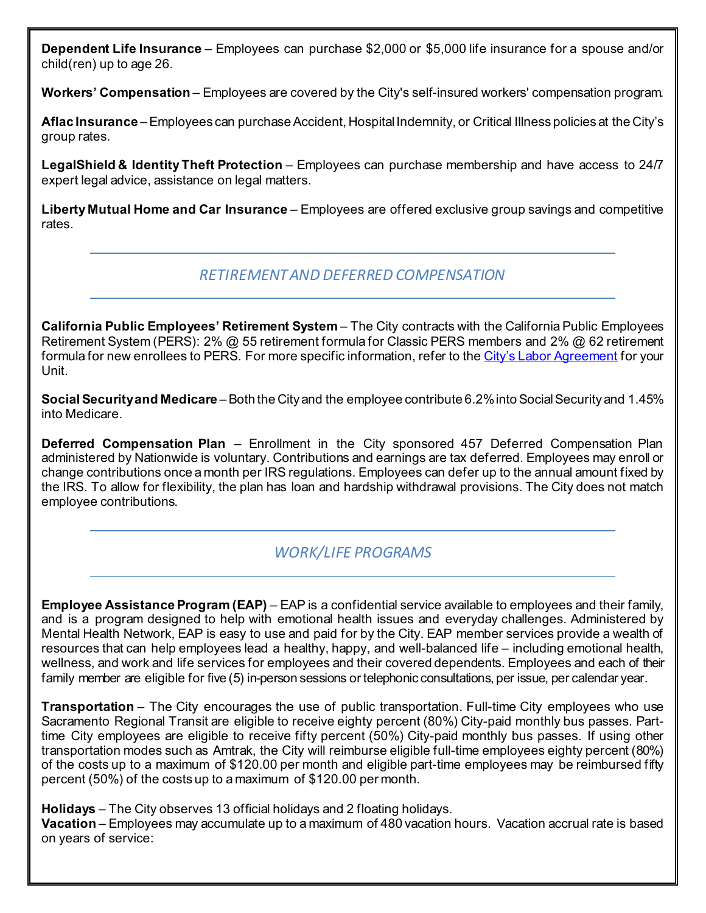**Dependent Life Insurance** – Employees can purchase $2,000 or $5,000 life insurance for a spouse and/or child(ren) up to age 26.

**Workers' Compensation** – Employees are covered by the City's self-insured workers' compensation program.

**Aflac Insurance** – Employees can purchase Accident, Hospital Indemnity, or Critical Illness policies at the City's group rates.

**LegalShield & Identity Theft Protection** – Employees can purchase membership and have access to 24/7 expert legal advice, assistance on legal matters.

**Liberty Mutual Home and Car Insurance** – Employees are offered exclusive group savings and competitive rates.

## *RETIREMENT AND DEFERRED COMPENSATION*

**California Public Employees' Retirement System** – The City contracts with the California Public Employees Retirement System (PERS): 2% @ 55 retirement formula for Classic PERS members and 2% @ 62 retirement formula for new enrollees to PERS. For more specific information, refer to the City's Labor Agreement for your Unit.

**Social Security and Medicare** – Both the City and the employee contribute 6.2% into Social Security and 1.45% into Medicare.

**Deferred Compensation Plan** – Enrollment in the City sponsored 457 Deferred Compensation Plan administered by Nationwide is voluntary. Contributions and earnings are tax deferred. Employees may enroll or change contributions once a month per IRS regulations. Employees can defer up to the annual amount fixed by the IRS. To allow for flexibility, the plan has loan and hardship withdrawal provisions. The City does not match employee contributions.

## *WORK/LIFE PROGRAMS*

**Employee Assistance Program (EAP)** – EAP is a confidential service available to employees and their family, and is a program designed to help with emotional health issues and everyday challenges. Administered by Mental Health Network, EAP is easy to use and paid for by the City. EAP member services provide a wealth of resources that can help employees lead a healthy, happy, and well-balanced life – including emotional health, wellness, and work and life services for employees and their covered dependents. Employees and each of their family member are eligible for five (5) in-person sessions or telephonic consultations, per issue, per calendar year.

**Transportation** – The City encourages the use of public transportation. Full-time City employees who use Sacramento Regional Transit are eligible to receive eighty percent (80%) City-paid monthly bus passes. Part-time City employees are eligible to receive fifty percent (50%) City-paid monthly bus passes. If using other transportation modes such as Amtrak, the City will reimburse eligible full-time employees eighty percent (80%) of the costs up to a maximum of $120.00 per month and eligible part-time employees may be reimbursed fifty percent (50%) of the costs up to a maximum of $120.00 per month.

**Holidays** – The City observes 13 official holidays and 2 floating holidays.
**Vacation** – Employees may accumulate up to a maximum of 480 vacation hours. Vacation accrual rate is based on years of service: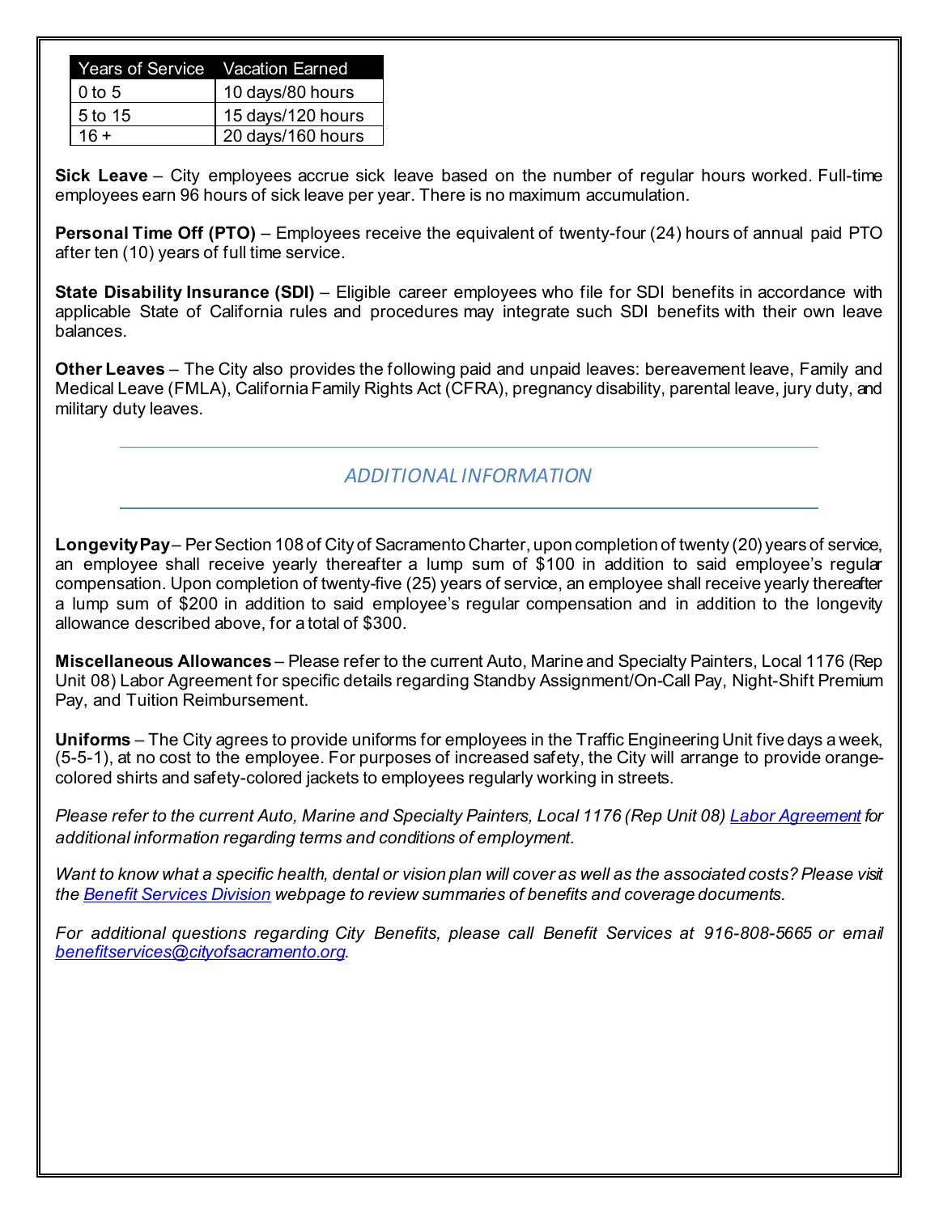| Years of Service | Vacation Earned |
|---|---|
| 0 to 5 | 10 days/80 hours |
| 5 to 15 | 15 days/120 hours |
| 16 + | 20 days/160 hours |

**Sick Leave** – City employees accrue sick leave based on the number of regular hours worked. Full-time employees earn 96 hours of sick leave per year. There is no maximum accumulation.

**Personal Time Off (PTO)** – Employees receive the equivalent of twenty-four (24) hours of annual paid PTO after ten (10) years of full time service.

**State Disability Insurance (SDI)** – Eligible career employees who file for SDI benefits in accordance with applicable State of California rules and procedures may integrate such SDI benefits with their own leave balances.

**Other Leaves** – The City also provides the following paid and unpaid leaves: bereavement leave, Family and Medical Leave (FMLA), California Family Rights Act (CFRA), pregnancy disability, parental leave, jury duty, and military duty leaves.

## *ADDITIONAL INFORMATION*

**Longevity Pay** – Per Section 108 of City of Sacramento Charter, upon completion of twenty (20) years of service, an employee shall receive yearly thereafter a lump sum of $100 in addition to said employee's regular compensation. Upon completion of twenty-five (25) years of service, an employee shall receive yearly thereafter a lump sum of $200 in addition to said employee's regular compensation and in addition to the longevity allowance described above, for a total of $300.

**Miscellaneous Allowances** – Please refer to the current Auto, Marine and Specialty Painters, Local 1176 (Rep Unit 08) Labor Agreement for specific details regarding Standby Assignment/On-Call Pay, Night-Shift Premium Pay, and Tuition Reimbursement.

**Uniforms** – The City agrees to provide uniforms for employees in the Traffic Engineering Unit five days a week, (5-5-1), at no cost to the employee. For purposes of increased safety, the City will arrange to provide orange-colored shirts and safety-colored jackets to employees regularly working in streets.

*Please refer to the current Auto, Marine and Specialty Painters, Local 1176 (Rep Unit 08) Labor Agreement for additional information regarding terms and conditions of employment.*

*Want to know what a specific health, dental or vision plan will cover as well as the associated costs? Please visit the Benefit Services Division webpage to review summaries of benefits and coverage documents.*

*For additional questions regarding City Benefits, please call Benefit Services at 916-808-5665 or email benefitservices@cityofsacramento.org.*